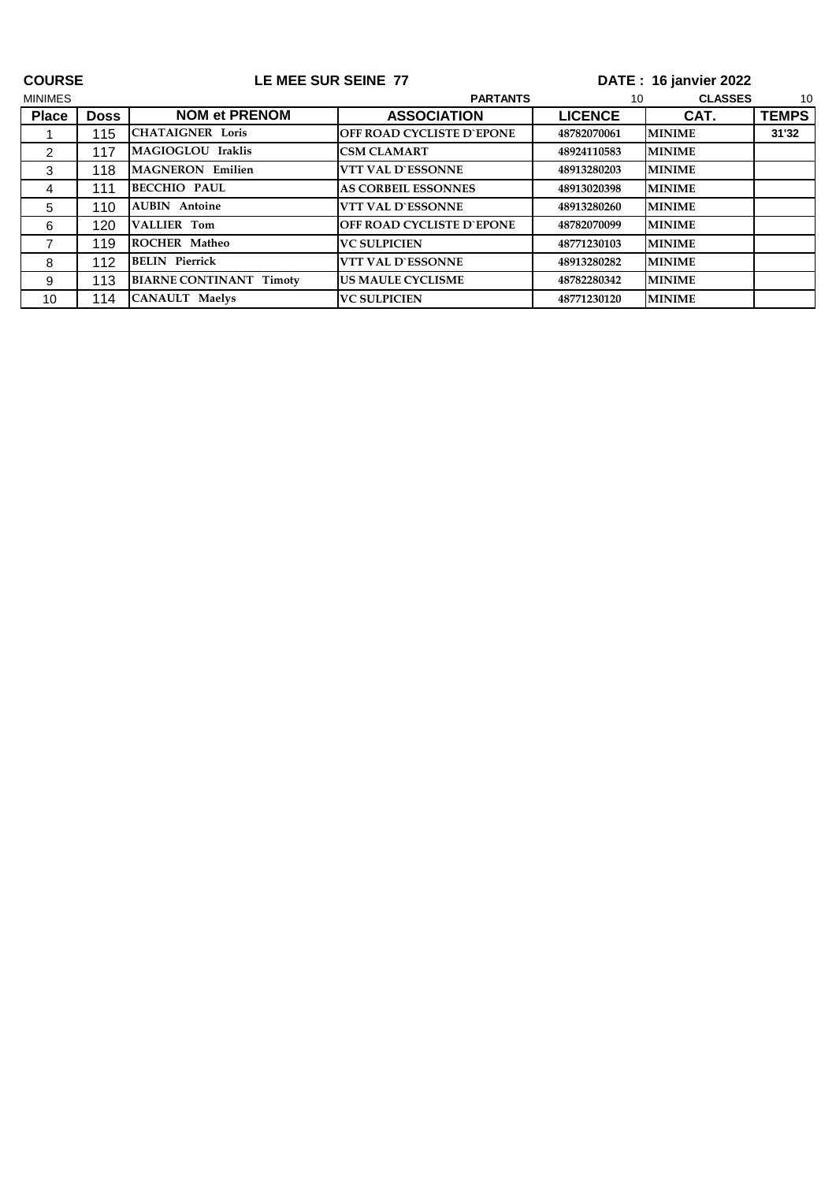**COURSE** **LE MEE SUR SEINE 77** **DATE : 16 janvier 2022**

MINIMES **PARTANTS** 10 **CLASSES** 10

| Place | Doss | NOM et PRENOM | ASSOCIATION | LICENCE | CAT. | TEMPS |
|---|---|---|---|---|---|---|
| 1 | 115 | CHATAIGNER Loris | OFF ROAD CYCLISTE D`EPONE | 48782070061 | MINIME | 31'32 |
| 2 | 117 | MAGIOGLOU Iraklis | CSM CLAMART | 48924110583 | MINIME | |
| 3 | 118 | MAGNERON Emilien | VTT VAL D`ESSONNE | 48913280203 | MINIME | |
| 4 | 111 | BECCHIO PAUL | AS CORBEIL ESSONNES | 48913020398 | MINIME | |
| 5 | 110 | AUBIN Antoine | VTT VAL D`ESSONNE | 48913280260 | MINIME | |
| 6 | 120 | VALLIER Tom | OFF ROAD CYCLISTE D`EPONE | 48782070099 | MINIME | |
| 7 | 119 | ROCHER Matheo | VC SULPICIEN | 48771230103 | MINIME | |
| 8 | 112 | BELIN Pierrick | VTT VAL D`ESSONNE | 48913280282 | MINIME | |
| 9 | 113 | BIARNE CONTINANT Timoty | US MAULE CYCLISME | 48782280342 | MINIME | |
| 10 | 114 | CANAULT Maelys | VC SULPICIEN | 48771230120 | MINIME | |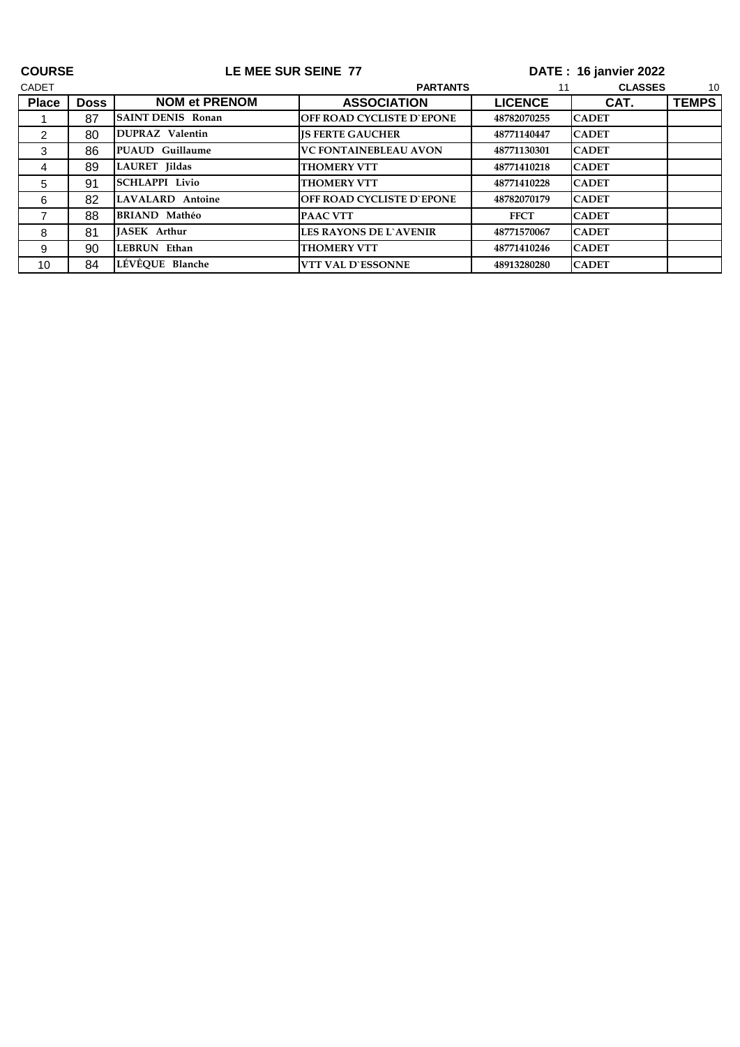**COURSE** **LE MEE SUR SEINE 77** **DATE : 16 janvier 2022**

CADET **PARTANTS** 11 **CLASSES** 10

| Place | Doss | NOM et PRENOM | ASSOCIATION | LICENCE | CAT. | TEMPS |
|---|---|---|---|---|---|---|
| 1 | 87 | SAINT DENIS Ronan | OFF ROAD CYCLISTE D`EPONE | 48782070255 | CADET | |
| 2 | 80 | DUPRAZ Valentin | JS FERTE GAUCHER | 48771140447 | CADET | |
| 3 | 86 | PUAUD Guillaume | VC FONTAINEBLEAU AVON | 48771130301 | CADET | |
| 4 | 89 | LAURET Jildas | THOMERY VTT | 48771410218 | CADET | |
| 5 | 91 | SCHLAPPI Livio | THOMERY VTT | 48771410228 | CADET | |
| 6 | 82 | LAVALARD Antoine | OFF ROAD CYCLISTE D`EPONE | 48782070179 | CADET | |
| 7 | 88 | BRIAND Mathéo | PAAC VTT | FFCT | CADET | |
| 8 | 81 | JASEK Arthur | LES RAYONS DE L`AVENIR | 48771570067 | CADET | |
| 9 | 90 | LEBRUN Ethan | THOMERY VTT | 48771410246 | CADET | |
| 10 | 84 | LÉVÊQUE Blanche | VTT VAL D`ESSONNE | 48913280280 | CADET | |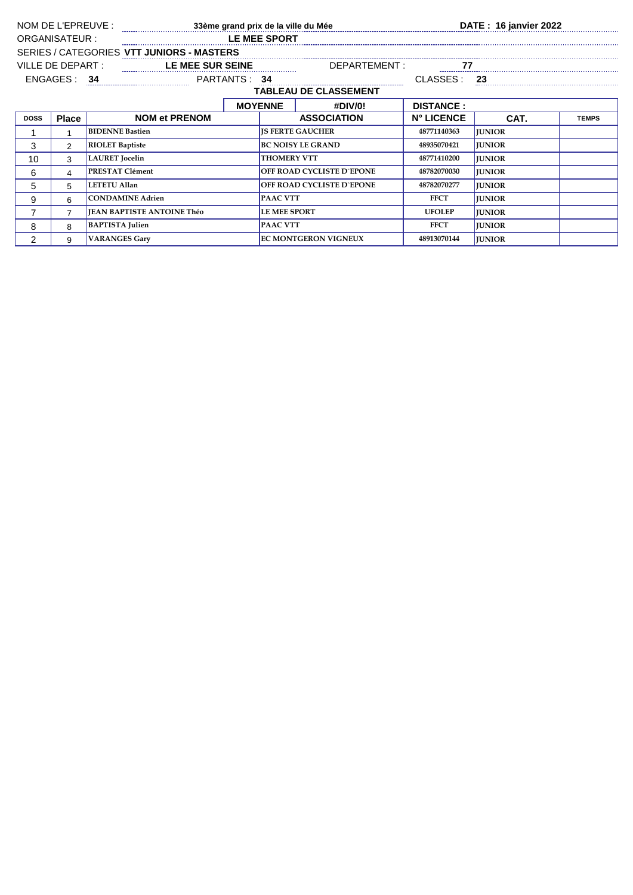NOM DE L'EPREUVE : **33ème grand prix de la ville du Mée** DATE : **16 janvier 2022**

ORGANISATEUR : **LE MEE SPORT**

SERIES / CATEGORIES **VTT JUNIORS - MASTERS**

VILLE DE DEPART : **LE MEE SUR SEINE** DEPARTEMENT : **77**

ENGAGES : **34** PARTANTS : **34** CLASSES : **23**

**TABLEAU DE CLASSEMENT**

| | | | MOYENNE | #DIV/0! | DISTANCE : | | |
|---|---|---|---|---|---|---|---|
| **DOSS** | **Place** | **NOM et PRENOM** | **ASSOCIATION** | | **N° LICENCE** | **CAT.** | **TEMPS** |
| 1 | 1 | BIDENNE Bastien | JS FERTE GAUCHER | | 48771140363 | JUNIOR | |
| 3 | 2 | RIOLET Baptiste | BC NOISY LE GRAND | | 48935070421 | JUNIOR | |
| 10 | 3 | LAURET Jocelin | THOMERY VTT | | 48771410200 | JUNIOR | |
| 6 | 4 | PRESTAT Clément | OFF ROAD CYCLISTE D`EPONE | | 48782070030 | JUNIOR | |
| 5 | 5 | LETETU Allan | OFF ROAD CYCLISTE D`EPONE | | 48782070277 | JUNIOR | |
| 9 | 6 | CONDAMINE Adrien | PAAC VTT | | FFCT | JUNIOR | |
| 7 | 7 | JEAN BAPTISTE ANTOINE Théo | LE MEE SPORT | | UFOLEP | JUNIOR | |
| 8 | 8 | BAPTISTA Julien | PAAC VTT | | FFCT | JUNIOR | |
| 2 | 9 | VARANGES Gary | EC MONTGERON VIGNEUX | | 48913070144 | JUNIOR | |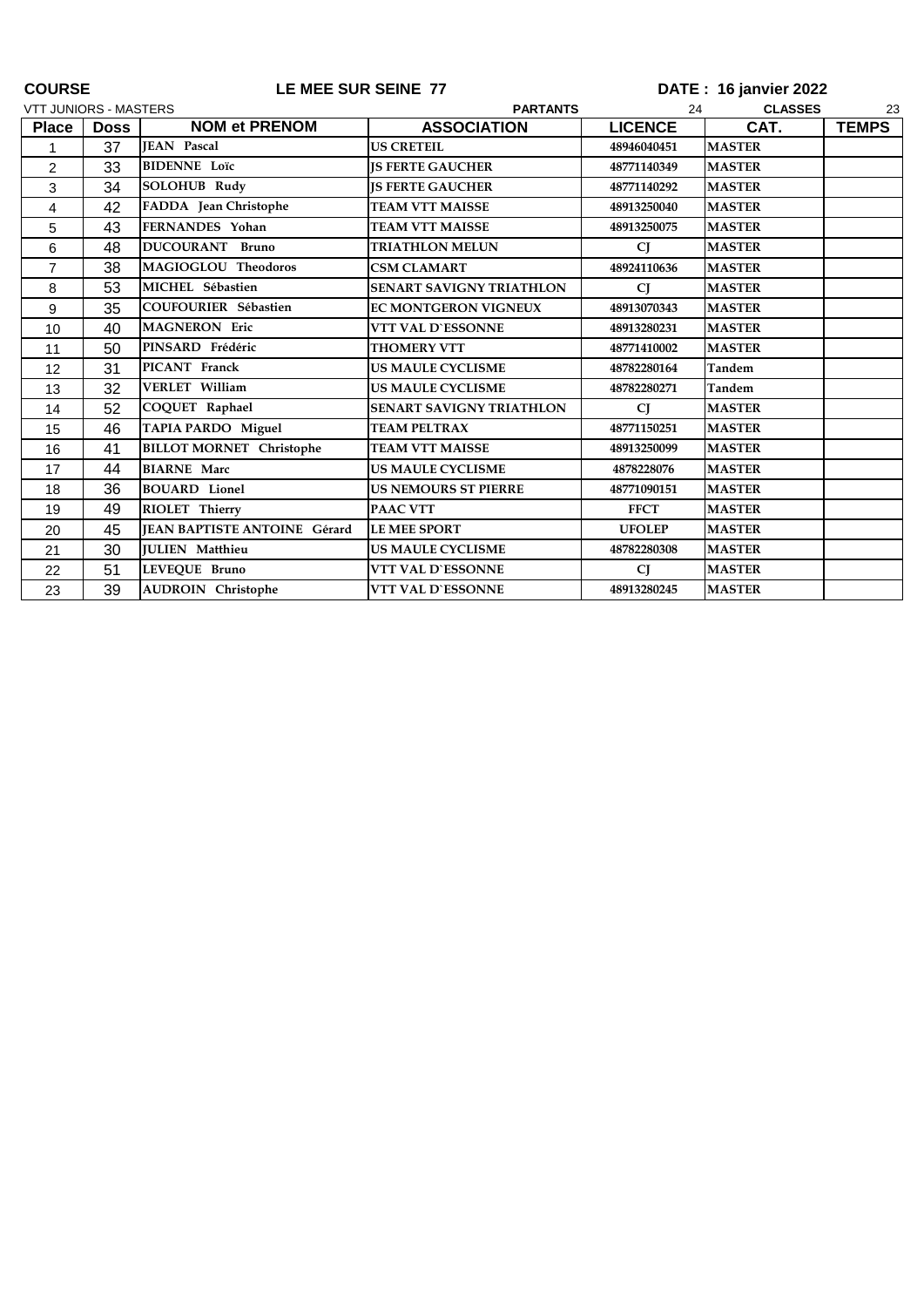**COURSE** **LE MEE SUR SEINE 77** **DATE : 16 janvier 2022**

VTT JUNIORS - MASTERS **PARTANTS** 24 **CLASSES** 23

| Place | Doss | NOM et PRENOM | ASSOCIATION | LICENCE | CAT. | TEMPS |
|---|---|---|---|---|---|---|
| 1 | 37 | JEAN Pascal | US CRETEIL | 48946040451 | MASTER | |
| 2 | 33 | BIDENNE Loïc | JS FERTE GAUCHER | 48771140349 | MASTER | |
| 3 | 34 | SOLOHUB Rudy | JS FERTE GAUCHER | 48771140292 | MASTER | |
| 4 | 42 | FADDA Jean Christophe | TEAM VTT MAISSE | 48913250040 | MASTER | |
| 5 | 43 | FERNANDES Yohan | TEAM VTT MAISSE | 48913250075 | MASTER | |
| 6 | 48 | DUCOURANT Bruno | TRIATHLON MELUN | CJ | MASTER | |
| 7 | 38 | MAGIOGLOU Theodoros | CSM CLAMART | 48924110636 | MASTER | |
| 8 | 53 | MICHEL Sébastien | SENART SAVIGNY TRIATHLON | CJ | MASTER | |
| 9 | 35 | COUFOURIER Sébastien | EC MONTGERON VIGNEUX | 48913070343 | MASTER | |
| 10 | 40 | MAGNERON Eric | VTT VAL D`ESSONNE | 48913280231 | MASTER | |
| 11 | 50 | PINSARD Frédéric | THOMERY VTT | 48771410002 | MASTER | |
| 12 | 31 | PICANT Franck | US MAULE CYCLISME | 48782280164 | Tandem | |
| 13 | 32 | VERLET William | US MAULE CYCLISME | 48782280271 | Tandem | |
| 14 | 52 | COQUET Raphael | SENART SAVIGNY TRIATHLON | CJ | MASTER | |
| 15 | 46 | TAPIA PARDO Miguel | TEAM PELTRAX | 48771150251 | MASTER | |
| 16 | 41 | BILLOT MORNET Christophe | TEAM VTT MAISSE | 48913250099 | MASTER | |
| 17 | 44 | BIARNE Marc | US MAULE CYCLISME | 4878228076 | MASTER | |
| 18 | 36 | BOUARD Lionel | US NEMOURS ST PIERRE | 48771090151 | MASTER | |
| 19 | 49 | RIOLET Thierry | PAAC VTT | FFCT | MASTER | |
| 20 | 45 | JEAN BAPTISTE ANTOINE Gérard | LE MEE SPORT | UFOLEP | MASTER | |
| 21 | 30 | JULIEN Matthieu | US MAULE CYCLISME | 48782280308 | MASTER | |
| 22 | 51 | LEVEQUE Bruno | VTT VAL D`ESSONNE | CJ | MASTER | |
| 23 | 39 | AUDROIN Christophe | VTT VAL D`ESSONNE | 48913280245 | MASTER | |